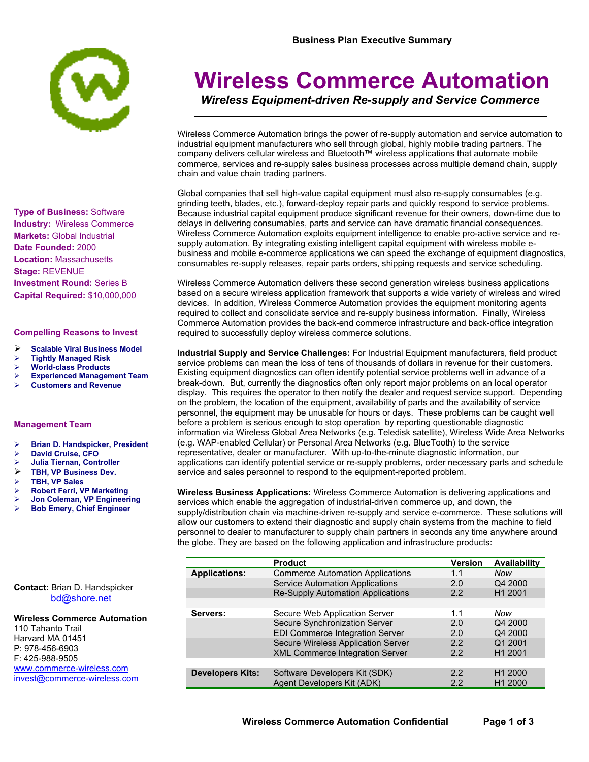Business Plan Executive Summary

# Wireless Commerce Automation

***Wireless Equipment-driven Re-supply and Service Commerce***

**Type of Business:** Software
**Industry:** Wireless Commerce
**Markets:** Global Industrial
**Date Founded:** 2000
**Location:** Massachusetts
**Stage:** REVENUE
**Investment Round:** Series B
**Capital Required:** $10,000,000

### Compelling Reasons to Invest

- **Scalable Viral Business Model**
- **Tightly Managed Risk**
- **World-class Products**
- **Experienced Management Team**
- **Customers and Revenue**

### Management Team

- **Brian D. Handspicker, President**
- **David Cruise, CFO**
- **Julia Tiernan, Controller**
- **TBH, VP Business Dev.**
- **TBH, VP Sales**
- **Robert Ferri, VP Marketing**
- **Jon Coleman, VP Engineering**
- **Bob Emery, Chief Engineer**

**Contact:** Brian D. Handspicker
bd@shore.net

**Wireless Commerce Automation**
110 Tahanto Trail
Harvard MA 01451
P: 978-456-6903
F: 425-988-9505
www.commerce-wireless.com
invest@commerce-wireless.com

Wireless Commerce Automation brings the power of re-supply automation and service automation to industrial equipment manufacturers who sell through global, highly mobile trading partners. The company delivers cellular wireless and Bluetooth™ wireless applications that automate mobile commerce, services and re-supply sales business processes across multiple demand chain, supply chain and value chain trading partners.

Global companies that sell high-value capital equipment must also re-supply consumables (e.g. grinding teeth, blades, etc.), forward-deploy repair parts and quickly respond to service problems. Because industrial capital equipment produce significant revenue for their owners, down-time due to delays in delivering consumables, parts and service can have dramatic financial consequences. Wireless Commerce Automation exploits equipment intelligence to enable pro-active service and re-supply automation. By integrating existing intelligent capital equipment with wireless mobile e-business and mobile e-commerce applications we can speed the exchange of equipment diagnostics, consumables re-supply releases, repair parts orders, shipping requests and service scheduling.

Wireless Commerce Automation delivers these second generation wireless business applications based on a secure wireless application framework that supports a wide variety of wireless and wired devices. In addition, Wireless Commerce Automation provides the equipment monitoring agents required to collect and consolidate service and re-supply business information. Finally, Wireless Commerce Automation provides the back-end commerce infrastructure and back-office integration required to successfully deploy wireless commerce solutions.

**Industrial Supply and Service Challenges:** For Industrial Equipment manufacturers, field product service problems can mean the loss of tens of thousands of dollars in revenue for their customers. Existing equipment diagnostics can often identify potential service problems well in advance of a break-down. But, currently the diagnostics often only report major problems on an local operator display. This requires the operator to then notify the dealer and request service support. Depending on the problem, the location of the equipment, availability of parts and the availability of service personnel, the equipment may be unusable for hours or days. These problems can be caught well before a problem is serious enough to stop operation by reporting questionable diagnostic information via Wireless Global Area Networks (e.g. Teledisk satellite), Wireless Wide Area Networks (e.g. WAP-enabled Cellular) or Personal Area Networks (e.g. BlueTooth) to the service representative, dealer or manufacturer. With up-to-the-minute diagnostic information, our applications can identify potential service or re-supply problems, order necessary parts and schedule service and sales personnel to respond to the equipment-reported problem.

**Wireless Business Applications:** Wireless Commerce Automation is delivering applications and services which enable the aggregation of industrial-driven commerce up, and down, the supply/distribution chain via machine-driven re-supply and service e-commerce. These solutions will allow our customers to extend their diagnostic and supply chain systems from the machine to field personnel to dealer to manufacturer to supply chain partners in seconds any time anywhere around the globe. They are based on the following application and infrastructure products:

| | Product | Version | Availability |
|---|---|---|---|
| **Applications:** | Commerce Automation Applications | 1.1 | *Now* |
| | Service Automation Applications | 2.0 | Q4 2000 |
| | Re-Supply Automation Applications | 2.2 | H1 2001 |
| | | | |
| **Servers:** | Secure Web Application Server | 1.1 | *Now* |
| | Secure Synchronization Server | 2.0 | Q4 2000 |
| | EDI Commerce Integration Server | 2.0 | Q4 2000 |
| | Secure Wireless Application Server | 2.2 | Q1 2001 |
| | XML Commerce Integration Server | 2.2 | H1 2001 |
| | | | |
| **Developers Kits:** | Software Developers Kit (SDK) | 2.2 | H1 2000 |
| | Agent Developers Kit (ADK) | 2.2 | H1 2000 |

Wireless Commerce Automation Confidential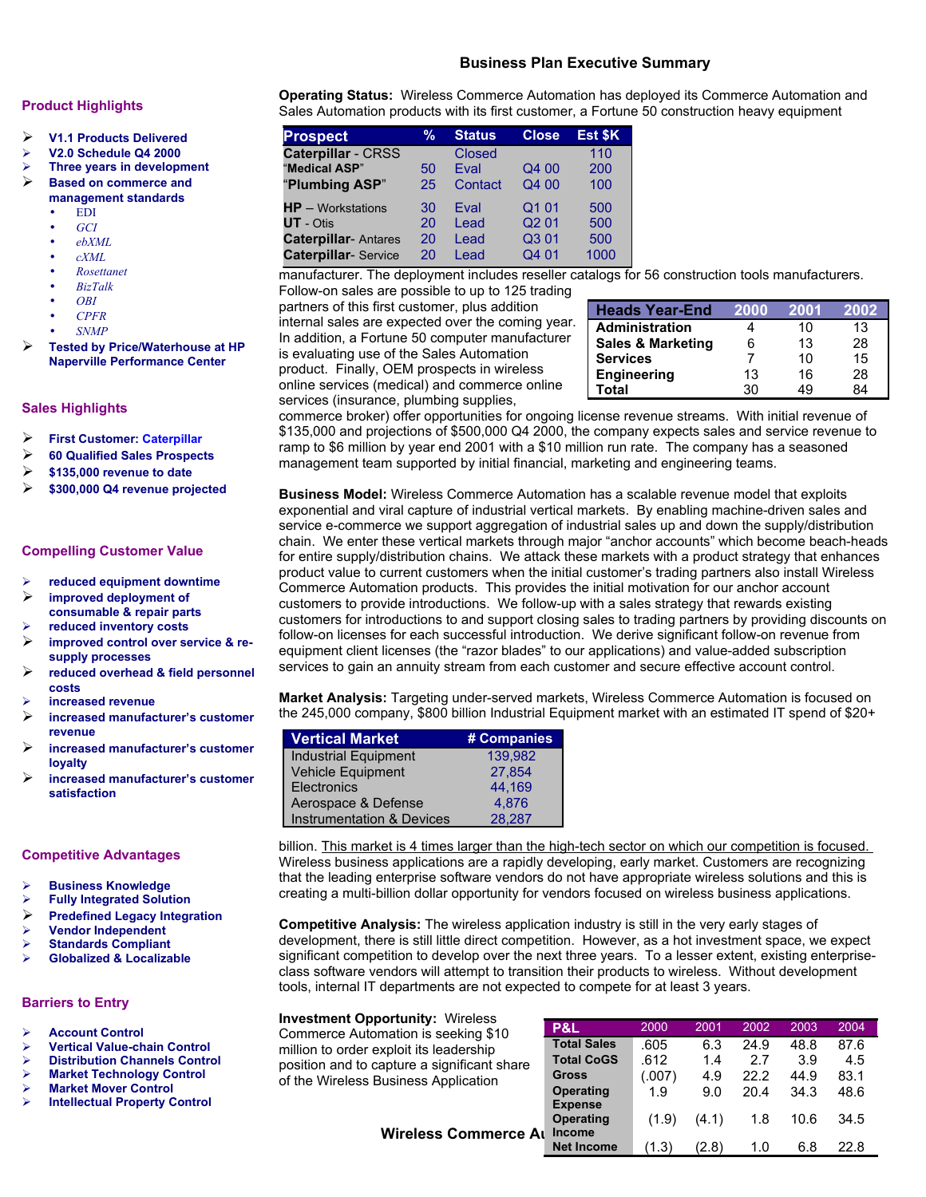# Business Plan Executive Summary

## Product Highlights

- V1.1 Products Delivered
- V2.0 Schedule Q4 2000
- Three years in development
- Based on commerce and management standards
  - EDI
  - GCI
  - ebXML
  - cXML
  - Rosettanet
  - BizTalk
  - OBI
  - CPFR
  - SNMP
- Tested by Price/Waterhouse at HP Naperville Performance Center

## Sales Highlights

- First Customer: Caterpillar
- 60 Qualified Sales Prospects
- $135,000 revenue to date
- $300,000 Q4 revenue projected

## Compelling Customer Value

- reduced equipment downtime
- improved deployment of consumable & repair parts
- reduced inventory costs
- improved control over service & re-supply processes
- reduced overhead & field personnel costs
- increased revenue
- increased manufacturer's customer revenue
- increased manufacturer's customer loyalty
- increased manufacturer's customer satisfaction

## Competitive Advantages

- Business Knowledge
- Fully Integrated Solution
- Predefined Legacy Integration
- Vendor Independent
- Standards Compliant
- Globalized & Localizable

## Barriers to Entry

- Account Control
- Vertical Value-chain Control
- Distribution Channels Control
- Market Technology Control
- Market Mover Control
- Intellectual Property Control

**Operating Status:** Wireless Commerce Automation has deployed its Commerce Automation and Sales Automation products with its first customer, a Fortune 50 construction heavy equipment manufacturer. The deployment includes reseller catalogs for 56 construction tools manufacturers. Follow-on sales are possible to up to 125 trading partners of this first customer, plus addition internal sales are expected over the coming year. In addition, a Fortune 50 computer manufacturer is evaluating use of the Sales Automation product. Finally, OEM prospects in wireless online services (medical) and commerce online services (insurance, plumbing supplies, commerce broker) offer opportunities for ongoing license revenue streams. With initial revenue of $135,000 and projections of $500,000 Q4 2000, the company expects sales and service revenue to ramp to $6 million by year end 2001 with a $10 million run rate. The company has a seasoned management team supported by initial financial, marketing and engineering teams.

| Prospect | % | Status | Close | Est $K |
|---|---|---|---|---|
| Caterpillar - CRSS | | Closed | | 110 |
| "Medical ASP" | 50 | Eval | Q4 00 | 200 |
| "Plumbing ASP" | 25 | Contact | Q4 00 | 100 |
| HP – Workstations | 30 | Eval | Q1 01 | 500 |
| UT - Otis | 20 | Lead | Q2 01 | 500 |
| Caterpillar- Antares | 20 | Lead | Q3 01 | 500 |
| Caterpillar- Service | 20 | Lead | Q4 01 | 1000 |

| Heads Year-End | 2000 | 2001 | 2002 |
|---|---|---|---|
| Administration | 4 | 10 | 13 |
| Sales & Marketing | 6 | 13 | 28 |
| Services | 7 | 10 | 15 |
| Engineering | 13 | 16 | 28 |
| Total | 30 | 49 | 84 |

**Business Model:** Wireless Commerce Automation has a scalable revenue model that exploits exponential and viral capture of industrial vertical markets. By enabling machine-driven sales and service e-commerce we support aggregation of industrial sales up and down the supply/distribution chain. We enter these vertical markets through major "anchor accounts" which become beach-heads for entire supply/distribution chains. We attack these markets with a product strategy that enhances product value to current customers when the initial customer's trading partners also install Wireless Commerce Automation products. This provides the initial motivation for our anchor account customers to provide introductions. We follow-up with a sales strategy that rewards existing customers for introductions to and support closing sales to trading partners by providing discounts on follow-on licenses for each successful introduction. We derive significant follow-on revenue from equipment client licenses (the "razor blades" to our applications) and value-added subscription services to gain an annuity stream from each customer and secure effective account control.

**Market Analysis:** Targeting under-served markets, Wireless Commerce Automation is focused on the 245,000 company, $800 billion Industrial Equipment market with an estimated IT spend of $20+ billion. This market is 4 times larger than the high-tech sector on which our competition is focused. Wireless business applications are a rapidly developing, early market. Customers are recognizing that the leading enterprise software vendors do not have appropriate wireless solutions and this is creating a multi-billion dollar opportunity for vendors focused on wireless business applications.

| Vertical Market | # Companies |
|---|---|
| Industrial Equipment | 139,982 |
| Vehicle Equipment | 27,854 |
| Electronics | 44,169 |
| Aerospace & Defense | 4,876 |
| Instrumentation & Devices | 28,287 |

**Competitive Analysis:** The wireless application industry is still in the very early stages of development, there is still little direct competition. However, as a hot investment space, we expect significant competition to develop over the next three years. To a lesser extent, existing enterprise-class software vendors will attempt to transition their products to wireless. Without development tools, internal IT departments are not expected to compete for at least 3 years.

**Investment Opportunity:** Wireless Commerce Automation is seeking $10 million to further exploit its leadership position and to capture a significant share of the Wireless Business Application

| P&L | 2000 | 2001 | 2002 | 2003 | 2004 |
|---|---|---|---|---|---|
| Total Sales | .605 | 6.3 | 24.9 | 48.8 | 87.6 |
| Total CoGS | .612 | 1.4 | 2.7 | 3.9 | 4.5 |
| Gross | (.007) | 4.9 | 22.2 | 44.9 | 83.1 |
| Operating Expense | 1.9 | 9.0 | 20.4 | 34.3 | 48.6 |
| Operating Income | (1.9) | (4.1) | 1.8 | 10.6 | 34.5 |
| Net Income | (1.3) | (2.8) | 1.0 | 6.8 | 22.8 |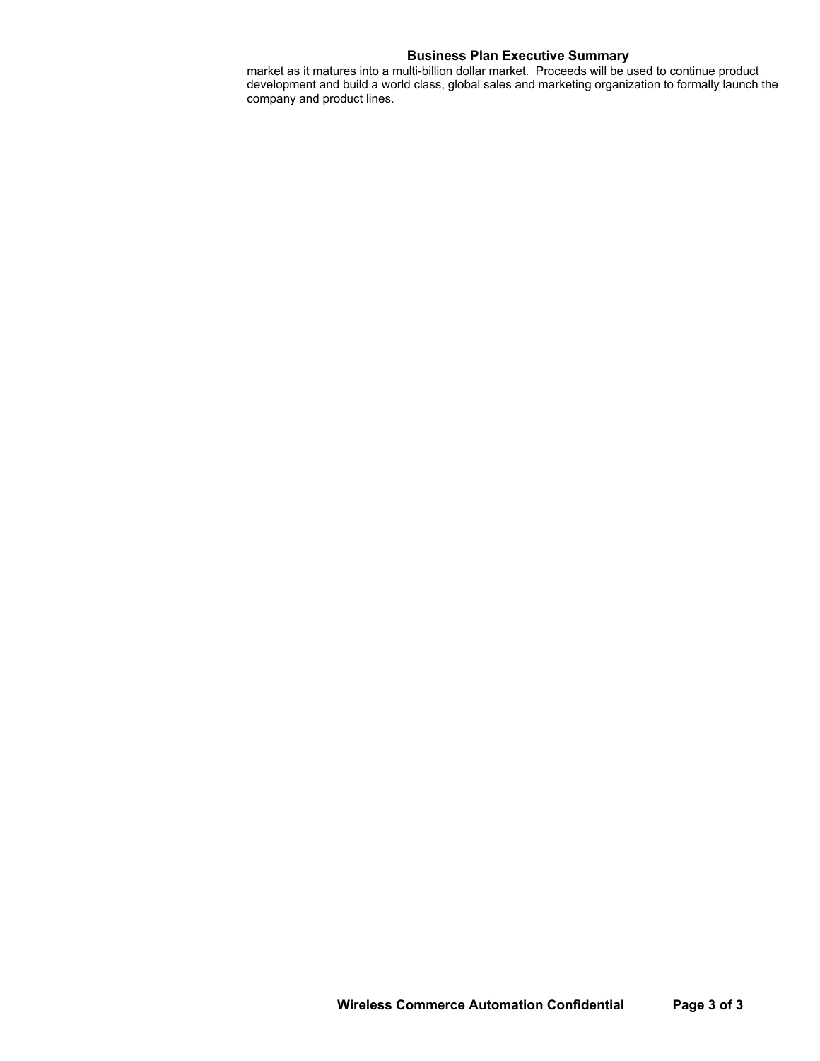market as it matures into a multi-billion dollar market. Proceeds will be used to continue product development and build a world class, global sales and marketing organization to formally launch the company and product lines.